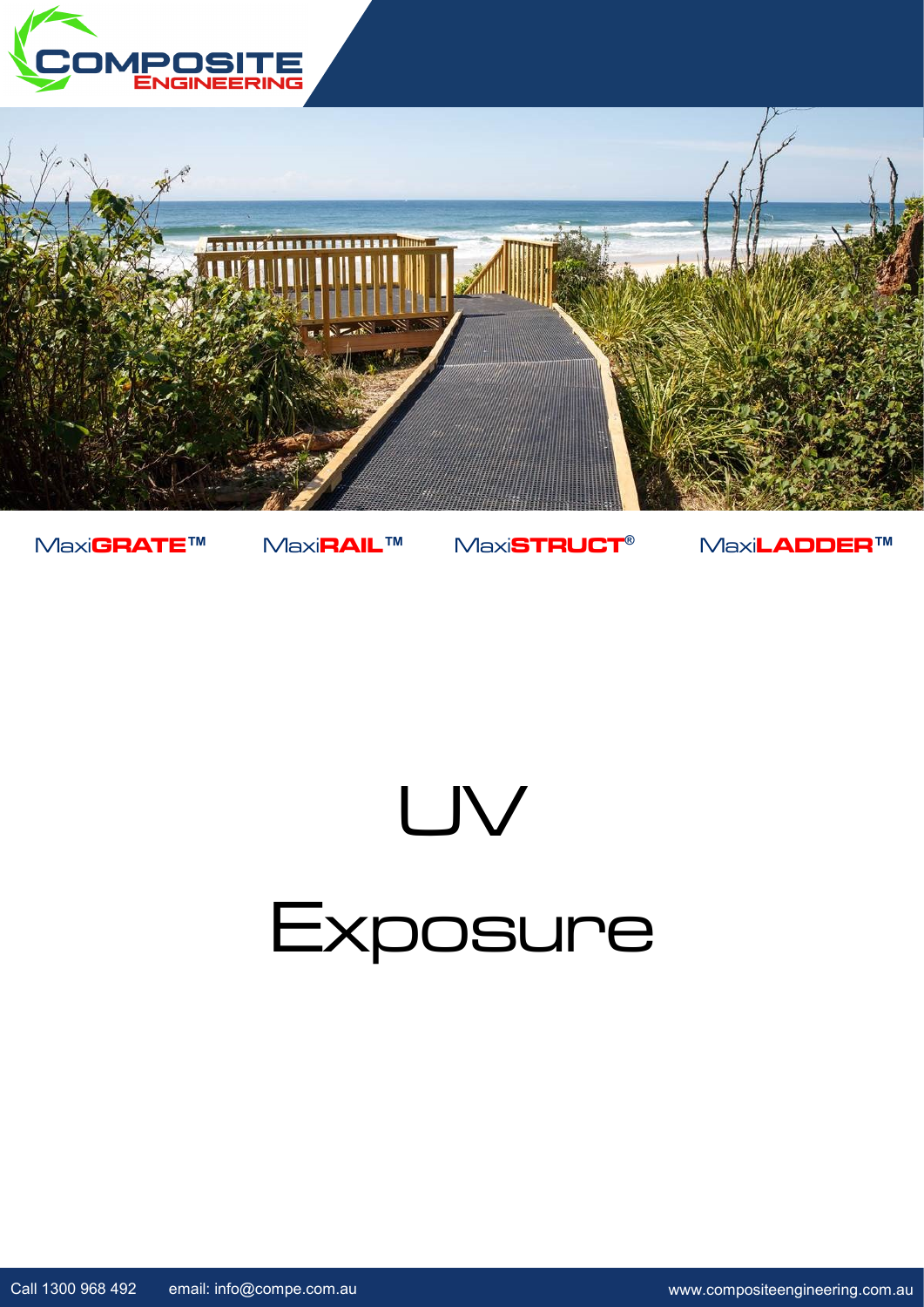COMPOSITE ENGINEERING

MaxiGRATE™ MaxiRAIL™ MaxiSTRUCT® MaxiLADDER™

# UV

# Exposure

Call 1300 968 492 email: info@compe.com.au www.compositeengineering.com.au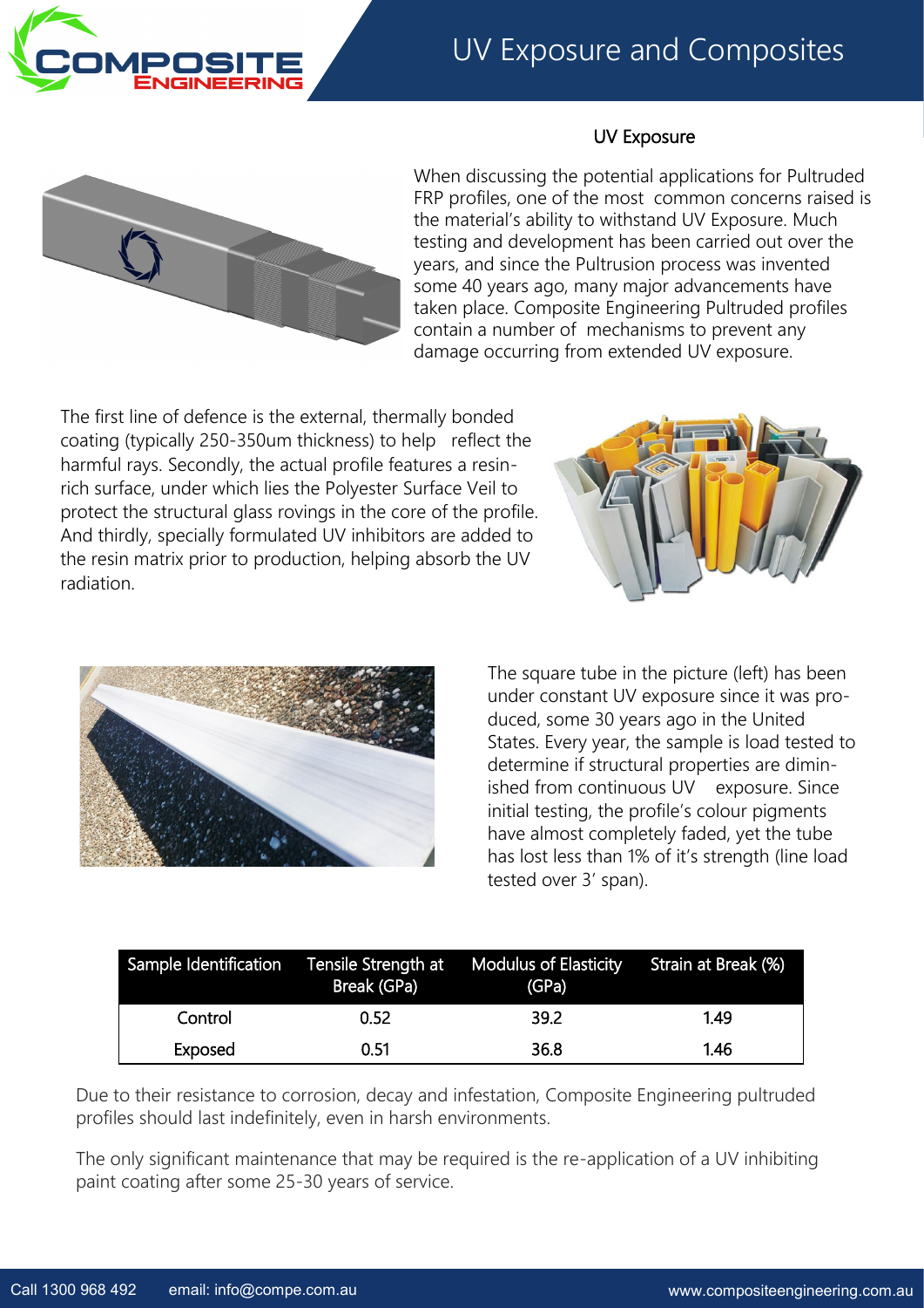# UV Exposure and Composites

## UV Exposure

When discussing the potential applications for Pultruded FRP profiles, one of the most common concerns raised is the material's ability to withstand UV Exposure. Much testing and development has been carried out over the years, and since the Pultrusion process was invented some 40 years ago, many major advancements have taken place. Composite Engineering Pultruded profiles contain a number of mechanisms to prevent any damage occurring from extended UV exposure.

The first line of defence is the external, thermally bonded coating (typically 250-350um thickness) to help reflect the harmful rays. Secondly, the actual profile features a resin-rich surface, under which lies the Polyester Surface Veil to protect the structural glass rovings in the core of the profile. And thirdly, specially formulated UV inhibitors are added to the resin matrix prior to production, helping absorb the UV radiation.

The square tube in the picture (left) has been under constant UV exposure since it was produced, some 30 years ago in the United States. Every year, the sample is load tested to determine if structural properties are diminished from continuous UV exposure. Since initial testing, the profile's colour pigments have almost completely faded, yet the tube has lost less than 1% of it's strength (line load tested over 3' span).

| Sample Identification | Tensile Strength at Break (GPa) | Modulus of Elasticity (GPa) | Strain at Break (%) |
|---|---|---|---|
| Control | 0.52 | 39.2 | 1.49 |
| Exposed | 0.51 | 36.8 | 1.46 |

Due to their resistance to corrosion, decay and infestation, Composite Engineering pultruded profiles should last indefinitely, even in harsh environments.

The only significant maintenance that may be required is the re-application of a UV inhibiting paint coating after some 25-30 years of service.

Call 1300 968 492 email: info@compe.com.au www.compositeengineering.com.au